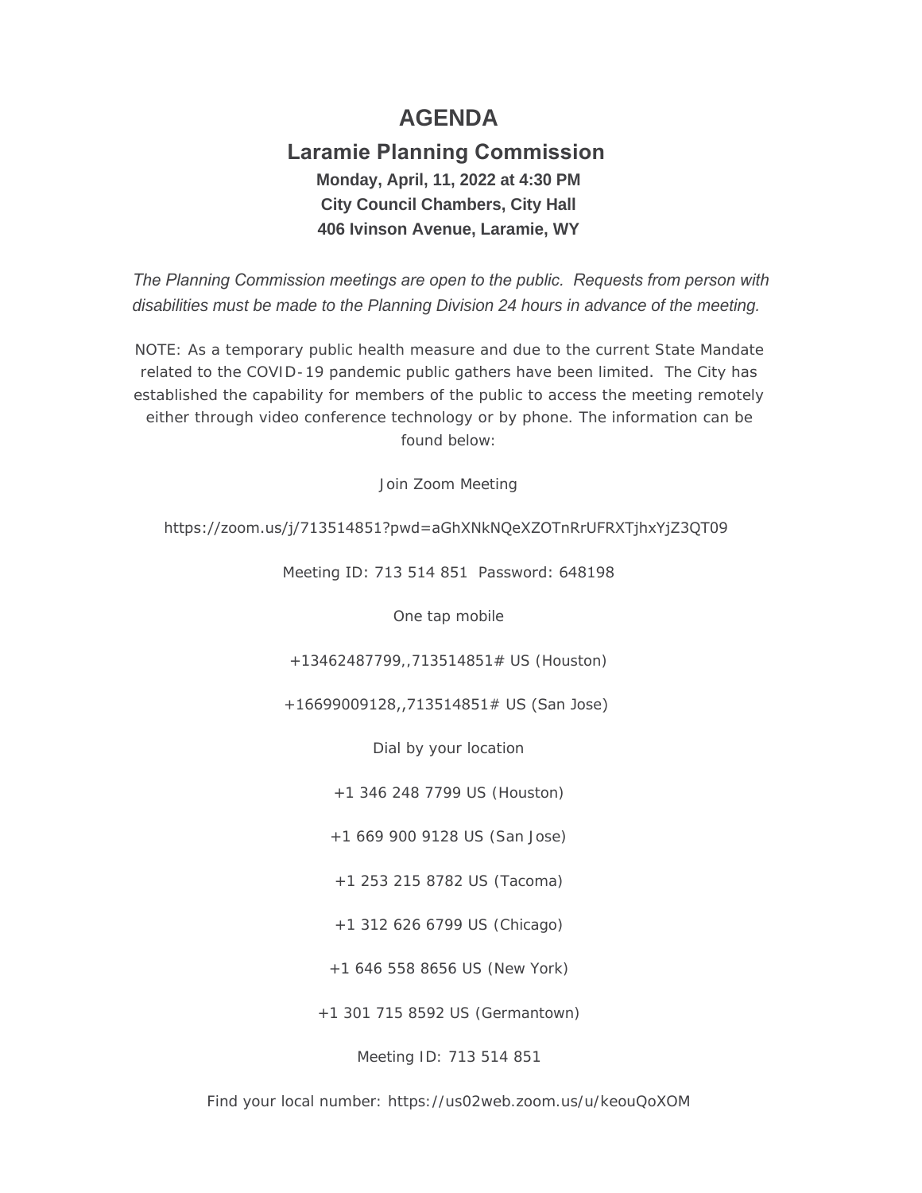# AGENDA

## Laramie Planning Commission

**Monday, April, 11, 2022 at 4:30 PM**

**City Council Chambers, City Hall**

**406 Ivinson Avenue, Laramie, WY**

*The Planning Commission meetings are open to the public. Requests from person with disabilities must be made to the Planning Division 24 hours in advance of the meeting.*

NOTE: As a temporary public health measure and due to the current State Mandate related to the COVID-19 pandemic public gathers have been limited. The City has established the capability for members of the public to access the meeting remotely either through video conference technology or by phone. The information can be found below:

Join Zoom Meeting

https://zoom.us/j/713514851?pwd=aGhXNkNQeXZOTnRrUFRXTjhxYjZ3QT09

Meeting ID: 713 514 851 Password: 648198

One tap mobile

+13462487799,,713514851# US (Houston)

+16699009128,,713514851# US (San Jose)

Dial by your location

+1 346 248 7799 US (Houston)

+1 669 900 9128 US (San Jose)

+1 253 215 8782 US (Tacoma)

+1 312 626 6799 US (Chicago)

+1 646 558 8656 US (New York)

+1 301 715 8592 US (Germantown)

Meeting ID: 713 514 851

Find your local number: https://us02web.zoom.us/u/keouQoXOM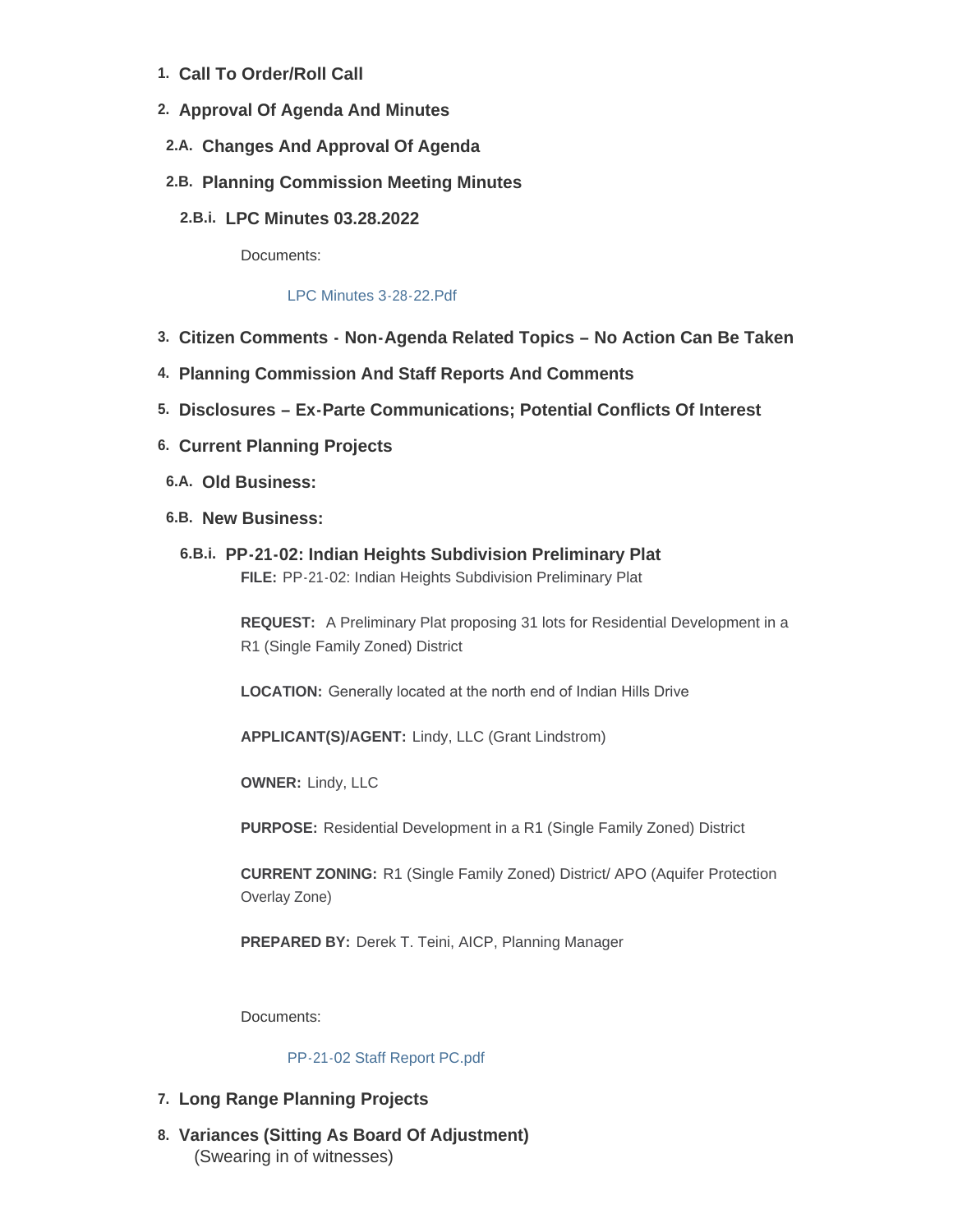1. **Call To Order/Roll Call**
2. **Approval Of Agenda And Minutes**
   - 2.A. **Changes And Approval Of Agenda**
   - 2.B. **Planning Commission Meeting Minutes**
     - 2.B.i. **LPC Minutes 03.28.2022**

       Documents:

       LPC Minutes 3-28-22.Pdf
3. **Citizen Comments - Non-Agenda Related Topics – No Action Can Be Taken**
4. **Planning Commission And Staff Reports And Comments**
5. **Disclosures – Ex-Parte Communications; Potential Conflicts Of Interest**
6. **Current Planning Projects**
   - 6.A. **Old Business:**
   - 6.B. **New Business:**
     - 6.B.i. **PP-21-02: Indian Heights Subdivision Preliminary Plat**

       **FILE:** PP-21-02: Indian Heights Subdivision Preliminary Plat

       **REQUEST:** A Preliminary Plat proposing 31 lots for Residential Development in a R1 (Single Family Zoned) District

       **LOCATION:** Generally located at the north end of Indian Hills Drive

       **APPLICANT(S)/AGENT:** Lindy, LLC (Grant Lindstrom)

       **OWNER:** Lindy, LLC

       **PURPOSE:** Residential Development in a R1 (Single Family Zoned) District

       **CURRENT ZONING:** R1 (Single Family Zoned) District/ APO (Aquifer Protection Overlay Zone)

       **PREPARED BY:** Derek T. Teini, AICP, Planning Manager

       Documents:

       PP-21-02 Staff Report PC.pdf
7. **Long Range Planning Projects**
8. **Variances (Sitting As Board Of Adjustment)**
   (Swearing in of witnesses)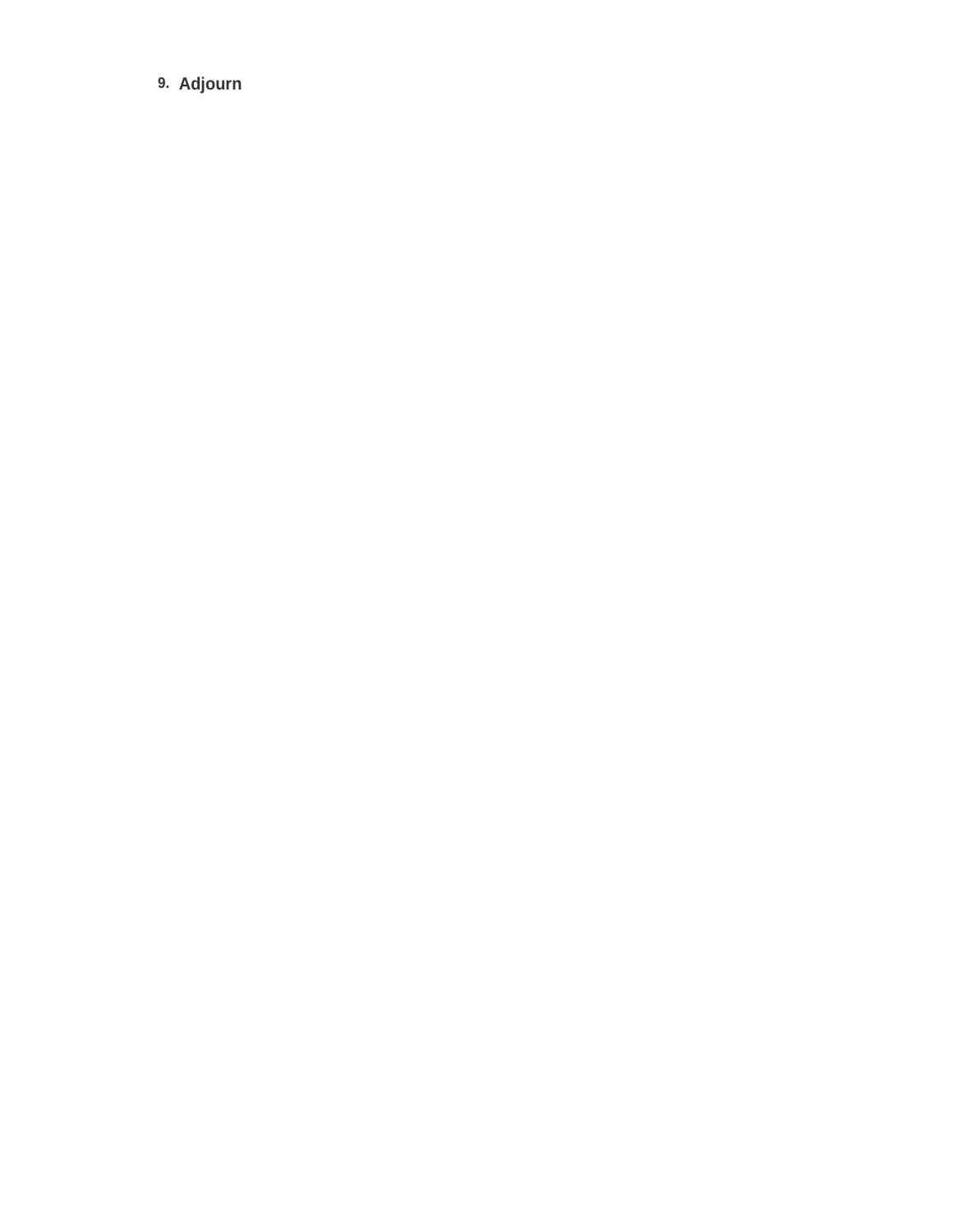9. **Adjourn**